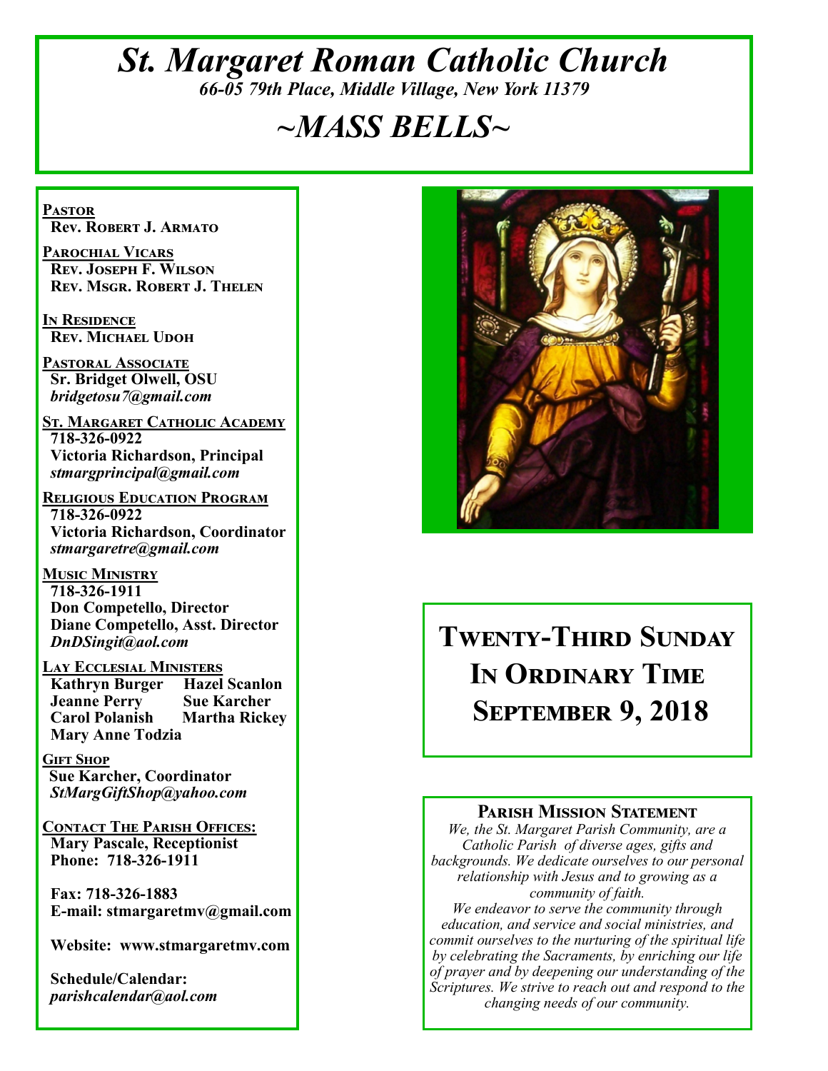# *St. Margaret Roman Catholic Church*

*66-05 79th Place, Middle Village, New York 11379*

# *~MASS BELLS~*

**PASTOR**
**Rev. Robert J. Armato**

**PAROCHIAL VICARS**
**Rev. Joseph F. Wilson**
**Rev. Msgr. Robert J. Thelen**

**IN RESIDENCE**
**Rev. Michael Udoh**

**PASTORAL ASSOCIATE**
**Sr. Bridget Olwell, OSU**
*bridgetosu7@gmail.com*

**ST. MARGARET CATHOLIC ACADEMY**
**718-326-0922**
**Victoria Richardson, Principal**
*stmargprincipal@gmail.com*

**RELIGIOUS EDUCATION PROGRAM**
**718-326-0922**
**Victoria Richardson, Coordinator**
*stmargaretre@gmail.com*

**MUSIC MINISTRY**
**718-326-1911**
**Don Competello, Director**
**Diane Competello, Asst. Director**
*DnDSingit@aol.com*

**LAY ECCLESIAL MINISTERS**
**Kathryn Burger** **Hazel Scanlon**
**Jeanne Perry** **Sue Karcher**
**Carol Polanish** **Martha Rickey**
**Mary Anne Todzia**

**GIFT SHOP**
**Sue Karcher, Coordinator**
*StMargGiftShop@yahoo.com*

**CONTACT THE PARISH OFFICES:**
**Mary Pascale, Receptionist**
**Phone: 718-326-1911**

**Fax: 718-326-1883**
**E-mail: stmargaretmv@gmail.com**

**Website: www.stmargaretmv.com**

**Schedule/Calendar:**
*parishcalendar@aol.com*

## Twenty-Third Sunday In Ordinary Time September 9, 2018

### Parish Mission Statement

*We, the St. Margaret Parish Community, are a Catholic Parish of diverse ages, gifts and backgrounds. We dedicate ourselves to our personal relationship with Jesus and to growing as a community of faith.*
*We endeavor to serve the community through education, and service and social ministries, and commit ourselves to the nurturing of the spiritual life by celebrating the Sacraments, by enriching our life of prayer and by deepening our understanding of the Scriptures. We strive to reach out and respond to the changing needs of our community.*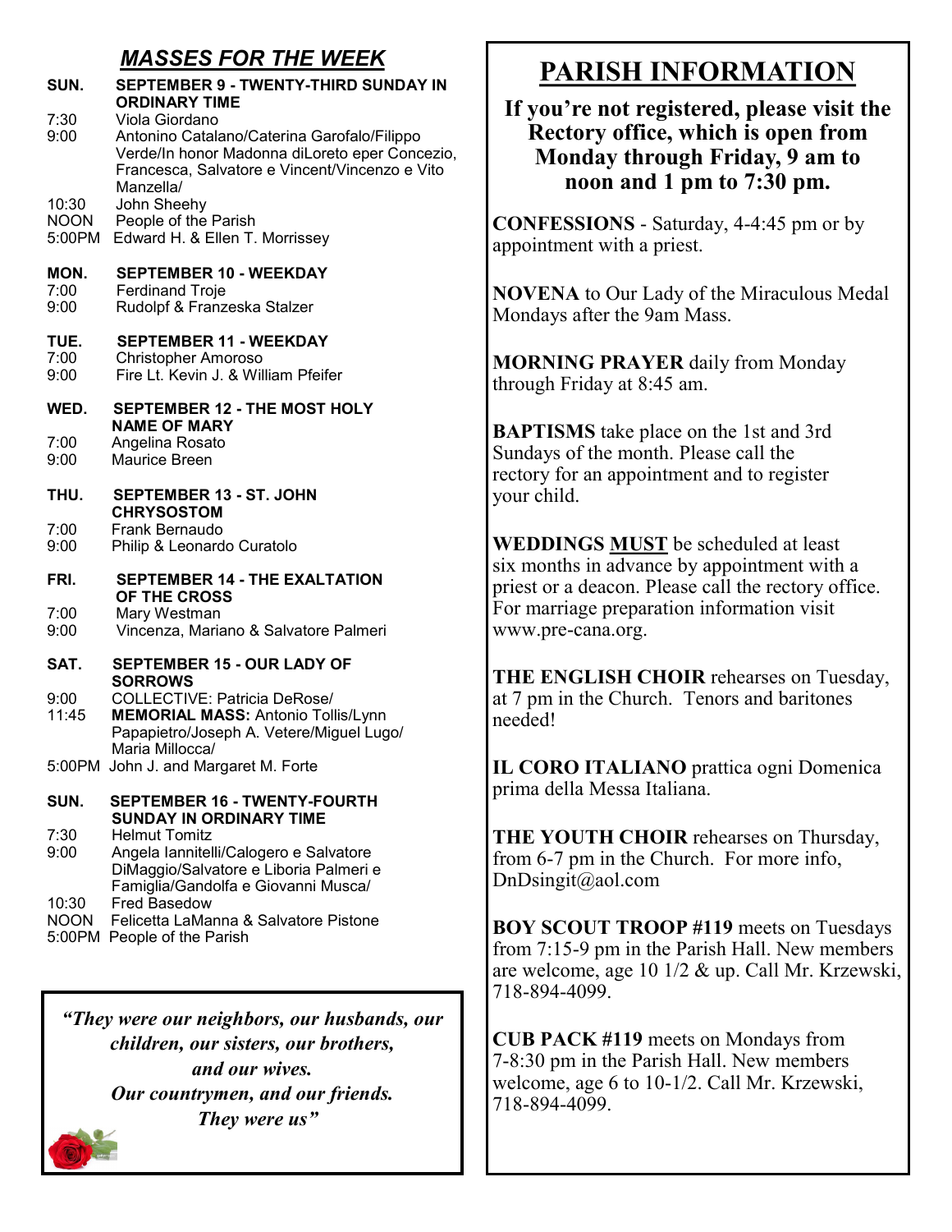## *MASSES FOR THE WEEK*

**SUN. SEPTEMBER 9 - TWENTY-THIRD SUNDAY IN ORDINARY TIME**

- 7:30 Viola Giordano
- 9:00 Antonino Catalano/Caterina Garofalo/Filippo Verde/In honor Madonna diLoreto eper Concezio, Francesca, Salvatore e Vincent/Vincenzo e Vito Manzella/
- 10:30 John Sheehy
- NOON People of the Parish
- 5:00PM Edward H. & Ellen T. Morrissey

**MON. SEPTEMBER 10 - WEEKDAY**

- 7:00 Ferdinand Troje
- 9:00 Rudolpf & Franzeska Stalzer

**TUE. SEPTEMBER 11 - WEEKDAY**

- 7:00 Christopher Amoroso
- 9:00 Fire Lt. Kevin J. & William Pfeifer

**WED. SEPTEMBER 12 - THE MOST HOLY NAME OF MARY**

- 7:00 Angelina Rosato
- 9:00 Maurice Breen

**THU. SEPTEMBER 13 - ST. JOHN CHRYSOSTOM**

- 7:00 Frank Bernaudo
- 9:00 Philip & Leonardo Curatolo

**FRI. SEPTEMBER 14 - THE EXALTATION OF THE CROSS**

- 7:00 Mary Westman
- 9:00 Vincenza, Mariano & Salvatore Palmeri

**SAT. SEPTEMBER 15 - OUR LADY OF SORROWS**

- 9:00 COLLECTIVE: Patricia DeRose/
- 11:45 **MEMORIAL MASS:** Antonio Tollis/Lynn Papapietro/Joseph A. Vetere/Miguel Lugo/ Maria Millocca/
- 5:00PM John J. and Margaret M. Forte

**SUN. SEPTEMBER 16 - TWENTY-FOURTH SUNDAY IN ORDINARY TIME**

- 7:30 Helmut Tomitz
- 9:00 Angela Iannitelli/Calogero e Salvatore DiMaggio/Salvatore e Liboria Palmeri e Famiglia/Gandolfa e Giovanni Musca/
- 10:30 Fred Basedow
- NOON Felicetta LaManna & Salvatore Pistone
- 5:00PM People of the Parish

***"They were our neighbors, our husbands, our children, our sisters, our brothers, and our wives. Our countrymen, and our friends. They were us"***

# PARISH INFORMATION

**If you're not registered, please visit the Rectory office, which is open from Monday through Friday, 9 am to noon and 1 pm to 7:30 pm.**

**CONFESSIONS** - Saturday, 4-4:45 pm or by appointment with a priest.

**NOVENA** to Our Lady of the Miraculous Medal Mondays after the 9am Mass.

**MORNING PRAYER** daily from Monday through Friday at 8:45 am.

**BAPTISMS** take place on the 1st and 3rd Sundays of the month. Please call the rectory for an appointment and to register your child.

**WEDDINGS <u>MUST</u>** be scheduled at least six months in advance by appointment with a priest or a deacon. Please call the rectory office. For marriage preparation information visit www.pre-cana.org.

**THE ENGLISH CHOIR** rehearses on Tuesday, at 7 pm in the Church. Tenors and baritones needed!

**IL CORO ITALIANO** prattica ogni Domenica prima della Messa Italiana.

**THE YOUTH CHOIR** rehearses on Thursday, from 6-7 pm in the Church. For more info, DnDsingit@aol.com

**BOY SCOUT TROOP #119** meets on Tuesdays from 7:15-9 pm in the Parish Hall. New members are welcome, age 10 1/2 & up. Call Mr. Krzewski, 718-894-4099.

**CUB PACK #119** meets on Mondays from 7-8:30 pm in the Parish Hall. New members welcome, age 6 to 10-1/2. Call Mr. Krzewski, 718-894-4099.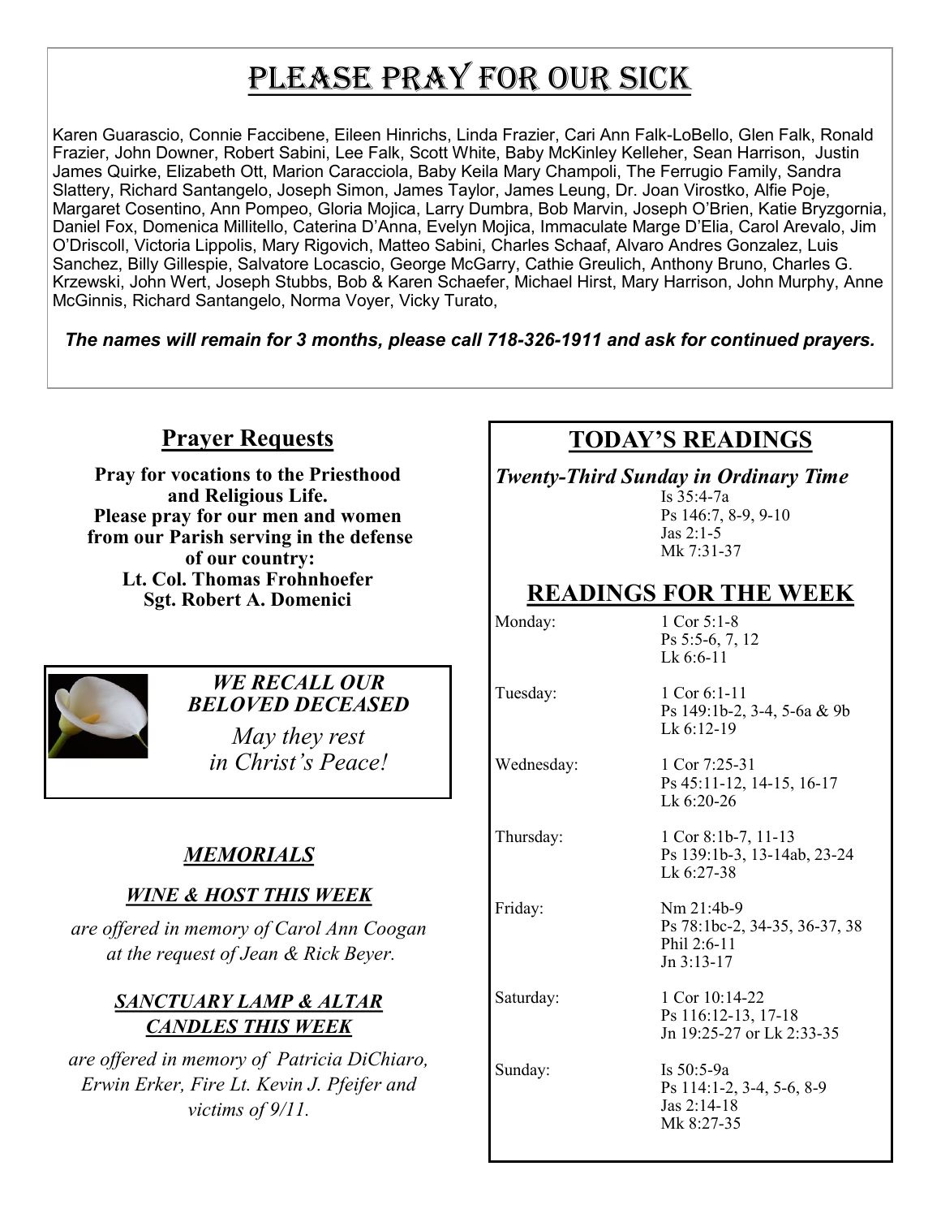# PLEASE PRAY FOR OUR SICK

Karen Guarascio, Connie Faccibene, Eileen Hinrichs, Linda Frazier, Cari Ann Falk-LoBello, Glen Falk, Ronald Frazier, John Downer, Robert Sabini, Lee Falk, Scott White, Baby McKinley Kelleher, Sean Harrison, Justin James Quirke, Elizabeth Ott, Marion Caracciola, Baby Keila Mary Champoli, The Ferrugio Family, Sandra Slattery, Richard Santangelo, Joseph Simon, James Taylor, James Leung, Dr. Joan Virostko, Alfie Poje, Margaret Cosentino, Ann Pompeo, Gloria Mojica, Larry Dumbra, Bob Marvin, Joseph O'Brien, Katie Bryzgornia, Daniel Fox, Domenica Millitello, Caterina D'Anna, Evelyn Mojica, Immaculate Marge D'Elia, Carol Arevalo, Jim O'Driscoll, Victoria Lippolis, Mary Rigovich, Matteo Sabini, Charles Schaaf, Alvaro Andres Gonzalez, Luis Sanchez, Billy Gillespie, Salvatore Locascio, George McGarry, Cathie Greulich, Anthony Bruno, Charles G. Krzewski, John Wert, Joseph Stubbs, Bob & Karen Schaefer, Michael Hirst, Mary Harrison, John Murphy, Anne McGinnis, Richard Santangelo, Norma Voyer, Vicky Turato,

***The names will remain for 3 months, please call 718-326-1911 and ask for continued prayers.***

## Prayer Requests

**Pray for vocations to the Priesthood and Religious Life.**
**Please pray for our men and women from our Parish serving in the defense of our country:**
**Lt. Col. Thomas Frohnhoefer**
**Sgt. Robert A. Domenici**

***WE RECALL OUR BELOVED DECEASED***

*May they rest in Christ's Peace!*

## *MEMORIALS*

### *WINE & HOST THIS WEEK*

*are offered in memory of Carol Ann Coogan at the request of Jean & Rick Beyer.*

### *SANCTUARY LAMP & ALTAR CANDLES THIS WEEK*

*are offered in memory of Patricia DiChiaro, Erwin Erker, Fire Lt. Kevin J. Pfeifer and victims of 9/11.*

## TODAY'S READINGS

***Twenty-Third Sunday in Ordinary Time***

Is 35:4-7a
Ps 146:7, 8-9, 9-10
Jas 2:1-5
Mk 7:31-37

## READINGS FOR THE WEEK

| | |
|---|---|
| Monday: | 1 Cor 5:1-8<br>Ps 5:5-6, 7, 12<br>Lk 6:6-11 |
| Tuesday: | 1 Cor 6:1-11<br>Ps 149:1b-2, 3-4, 5-6a & 9b<br>Lk 6:12-19 |
| Wednesday: | 1 Cor 7:25-31<br>Ps 45:11-12, 14-15, 16-17<br>Lk 6:20-26 |
| Thursday: | 1 Cor 8:1b-7, 11-13<br>Ps 139:1b-3, 13-14ab, 23-24<br>Lk 6:27-38 |
| Friday: | Nm 21:4b-9<br>Ps 78:1bc-2, 34-35, 36-37, 38<br>Phil 2:6-11<br>Jn 3:13-17 |
| Saturday: | 1 Cor 10:14-22<br>Ps 116:12-13, 17-18<br>Jn 19:25-27 or Lk 2:33-35 |
| Sunday: | Is 50:5-9a<br>Ps 114:1-2, 3-4, 5-6, 8-9<br>Jas 2:14-18<br>Mk 8:27-35 |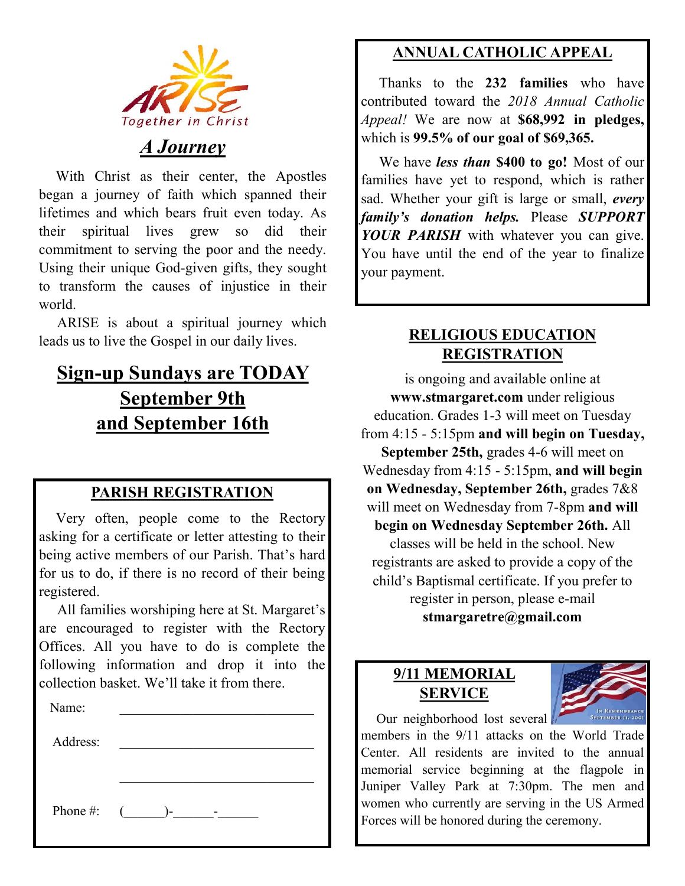ARISE
Together in Christ

## *A Journey*

With Christ as their center, the Apostles began a journey of faith which spanned their lifetimes and which bears fruit even today. As their spiritual lives grew so did their commitment to serving the poor and the needy. Using their unique God-given gifts, they sought to transform the causes of injustice in their world.

ARISE is about a spiritual journey which leads us to live the Gospel in our daily lives.

## Sign-up Sundays are TODAY September 9th and September 16th

### PARISH REGISTRATION

Very often, people come to the Rectory asking for a certificate or letter attesting to their being active members of our Parish. That's hard for us to do, if there is no record of their being registered.

All families worshiping here at St. Margaret's are encouraged to register with the Rectory Offices. All you have to do is complete the following information and drop it into the collection basket. We'll take it from there.

Name: ______________________________

Address: ______________________________

______________________________

Phone #: (______)-______-______

### ANNUAL CATHOLIC APPEAL

Thanks to the **232 families** who have contributed toward the *2018 Annual Catholic Appeal!* We are now at **$68,992 in pledges,** which is **99.5% of our goal of $69,365.**

We have ***less than* $400 to go!** Most of our families have yet to respond, which is rather sad. Whether your gift is large or small, ***every family's donation helps.*** Please ***SUPPORT YOUR PARISH*** with whatever you can give. You have until the end of the year to finalize your payment.

### RELIGIOUS EDUCATION REGISTRATION

is ongoing and available online at **www.stmargaret.com** under religious education. Grades 1-3 will meet on Tuesday from 4:15 - 5:15pm **and will begin on Tuesday, September 25th,** grades 4-6 will meet on Wednesday from 4:15 - 5:15pm, **and will begin on Wednesday, September 26th,** grades 7&8 will meet on Wednesday from 7-8pm **and will begin on Wednesday September 26th.** All classes will be held in the school. New registrants are asked to provide a copy of the child's Baptismal certificate. If you prefer to register in person, please e-mail **stmargaretre@gmail.com**

### 9/11 MEMORIAL SERVICE

Our neighborhood lost several members in the 9/11 attacks on the World Trade Center. All residents are invited to the annual memorial service beginning at the flagpole in Juniper Valley Park at 7:30pm. The men and women who currently are serving in the US Armed Forces will be honored during the ceremony.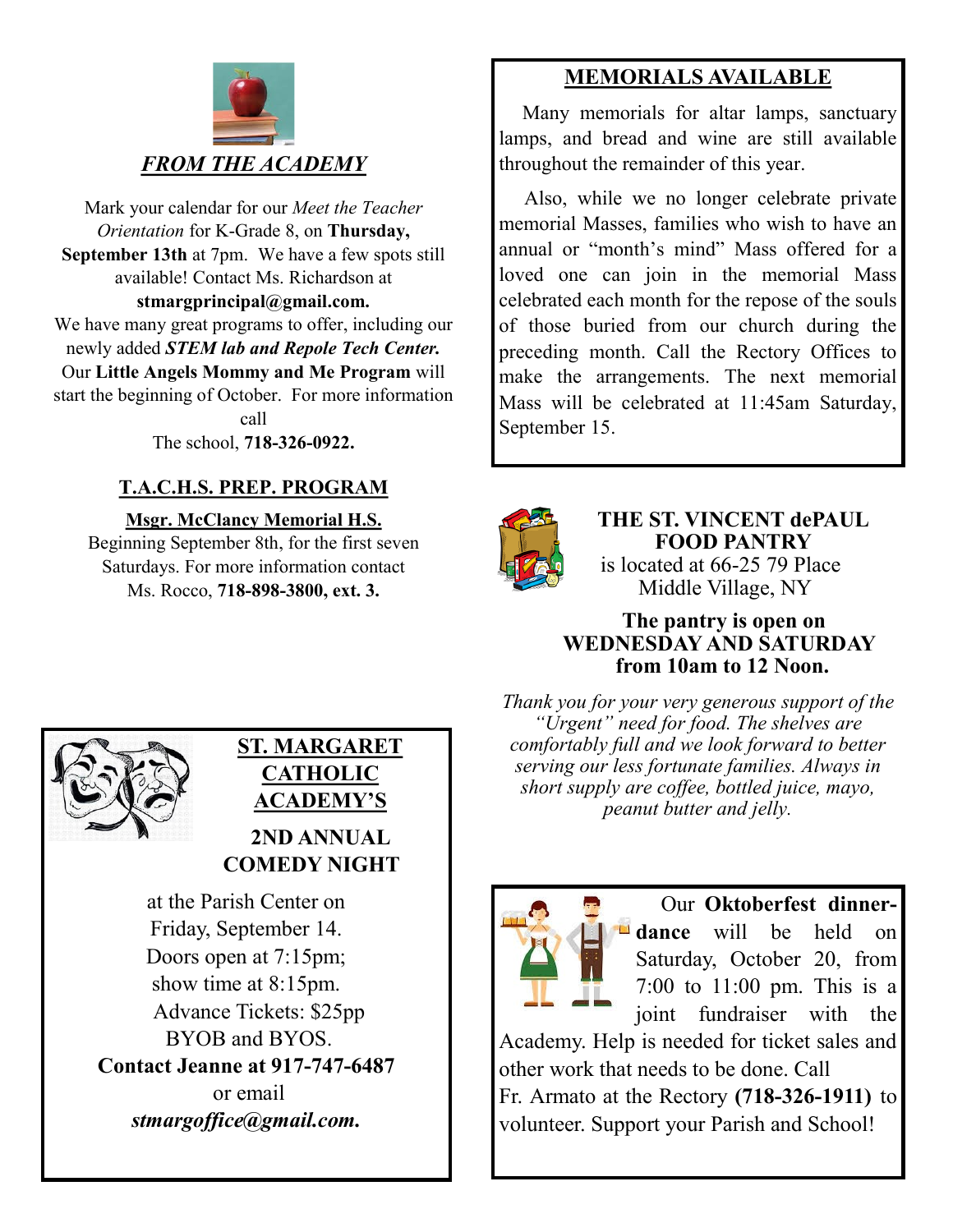## *FROM THE ACADEMY*

Mark your calendar for our *Meet the Teacher Orientation* for K-Grade 8, on **Thursday, September 13th** at 7pm. We have a few spots still available! Contact Ms. Richardson at **stmargprincipal@gmail.com.**

We have many great programs to offer, including our newly added ***STEM lab and Repole Tech Center.*** Our **Little Angels Mommy and Me Program** will start the beginning of October. For more information call The school, **718-326-0922.**

## T.A.C.H.S. PREP. PROGRAM

**Msgr. McClancy Memorial H.S.**

Beginning September 8th, for the first seven Saturdays. For more information contact Ms. Rocco, **718-898-3800, ext. 3.**

## ST. MARGARET CATHOLIC ACADEMY'S

**2ND ANNUAL COMEDY NIGHT**

at the Parish Center on Friday, September 14.
Doors open at 7:15pm; show time at 8:15pm.
Advance Tickets: $25pp
BYOB and BYOS.

**Contact Jeanne at 917-747-6487** or email ***stmargoffice@gmail.com.***

## MEMORIALS AVAILABLE

Many memorials for altar lamps, sanctuary lamps, and bread and wine are still available throughout the remainder of this year.

Also, while we no longer celebrate private memorial Masses, families who wish to have an annual or "month's mind" Mass offered for a loved one can join in the memorial Mass celebrated each month for the repose of the souls of those buried from our church during the preceding month. Call the Rectory Offices to make the arrangements. The next memorial Mass will be celebrated at 11:45am Saturday, September 15.

## THE ST. VINCENT dePAUL FOOD PANTRY

is located at 66-25 79 Place
Middle Village, NY

**The pantry is open on WEDNESDAY AND SATURDAY from 10am to 12 Noon.**

*Thank you for your very generous support of the "Urgent" need for food. The shelves are comfortably full and we look forward to better serving our less fortunate families. Always in short supply are coffee, bottled juice, mayo, peanut butter and jelly.*

Our **Oktoberfest dinner-dance** will be held on Saturday, October 20, from 7:00 to 11:00 pm. This is a joint fundraiser with the Academy. Help is needed for ticket sales and other work that needs to be done. Call Fr. Armato at the Rectory **(718-326-1911)** to volunteer. Support your Parish and School!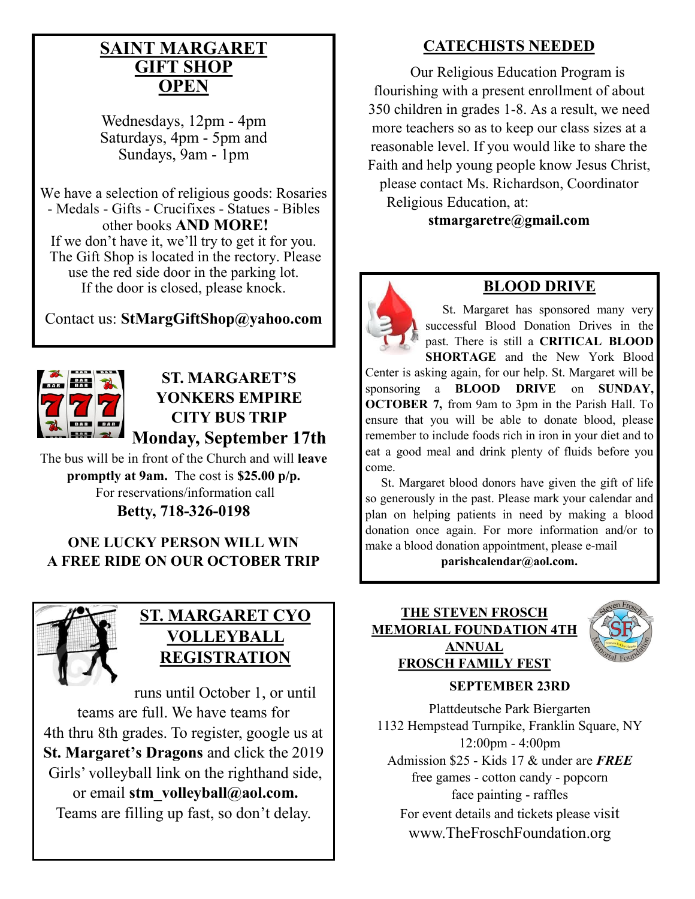## SAINT MARGARET GIFT SHOP OPEN

Wednesdays, 12pm - 4pm
Saturdays, 4pm - 5pm and
Sundays, 9am - 1pm

We have a selection of religious goods: Rosaries - Medals - Gifts - Crucifixes - Statues - Bibles other books **AND MORE!**
If we don't have it, we'll try to get it for you. The Gift Shop is located in the rectory. Please use the red side door in the parking lot. If the door is closed, please knock.

Contact us: **StMargGiftShop@yahoo.com**

## ST. MARGARET'S YONKERS EMPIRE CITY BUS TRIP

### Monday, September 17th

The bus will be in front of the Church and will **leave promptly at 9am.** The cost is **$25.00 p/p.**
For reservations/information call
**Betty, 718-326-0198**

**ONE LUCKY PERSON WILL WIN A FREE RIDE ON OUR OCTOBER TRIP**

## ST. MARGARET CYO VOLLEYBALL REGISTRATION

runs until October 1, or until teams are full. We have teams for 4th thru 8th grades. To register, google us at **St. Margaret's Dragons** and click the 2019 Girls' volleyball link on the righthand side, or email **stm_volleyball@aol.com.**
Teams are filling up fast, so don't delay.

## CATECHISTS NEEDED

Our Religious Education Program is flourishing with a present enrollment of about 350 children in grades 1-8. As a result, we need more teachers so as to keep our class sizes at a reasonable level. If you would like to share the Faith and help young people know Jesus Christ, please contact Ms. Richardson, Coordinator Religious Education, at:
**stmargaretre@gmail.com**

## BLOOD DRIVE

St. Margaret has sponsored many very successful Blood Donation Drives in the past. There is still a **CRITICAL BLOOD SHORTAGE** and the New York Blood Center is asking again, for our help. St. Margaret will be sponsoring a **BLOOD DRIVE** on **SUNDAY, OCTOBER 7,** from 9am to 3pm in the Parish Hall. To ensure that you will be able to donate blood, please remember to include foods rich in iron in your diet and to eat a good meal and drink plenty of fluids before you come.

St. Margaret blood donors have given the gift of life so generously in the past. Please mark your calendar and plan on helping patients in need by making a blood donation once again. For more information and/or to make a blood donation appointment, please e-mail
**parishcalendar@aol.com.**

## THE STEVEN FROSCH MEMORIAL FOUNDATION 4TH ANNUAL FROSCH FAMILY FEST

**SEPTEMBER 23RD**

Plattdeutsche Park Biergarten
1132 Hempstead Turnpike, Franklin Square, NY
12:00pm - 4:00pm
Admission $25 - Kids 17 & under are ***FREE***
free games - cotton candy - popcorn
face painting - raffles
For event details and tickets please visit
www.TheFroschFoundation.org